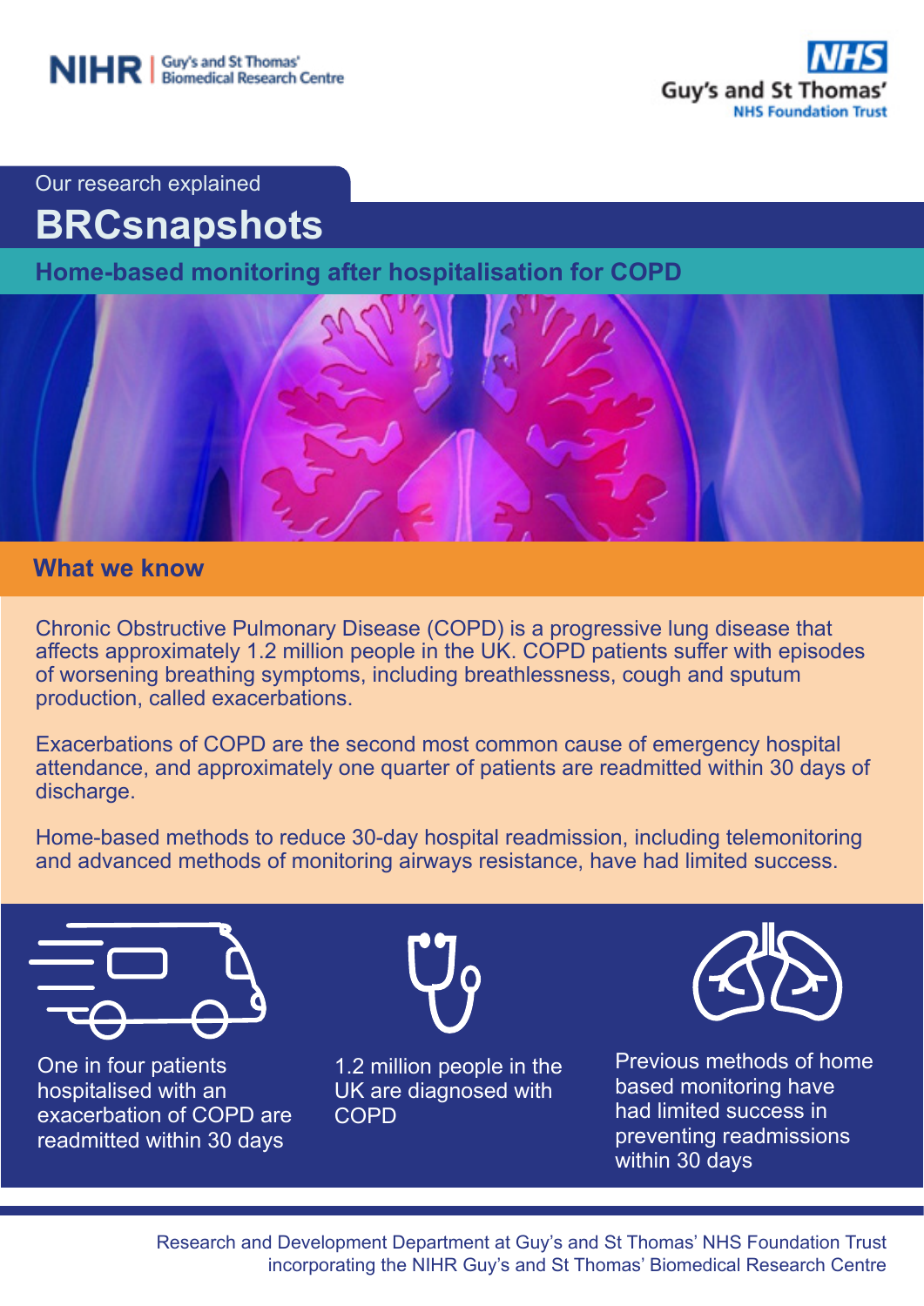NIHR | Guy's and St Thomas' Biomedical Research Centre

NHS Guy's and St Thomas' NHS Foundation Trust

Our research explained

# BRCsnapshots

## Home-based monitoring after hospitalisation for COPD

### What we know

Chronic Obstructive Pulmonary Disease (COPD) is a progressive lung disease that affects approximately 1.2 million people in the UK. COPD patients suffer with episodes of worsening breathing symptoms, including breathlessness, cough and sputum production, called exacerbations.

Exacerbations of COPD are the second most common cause of emergency hospital attendance, and approximately one quarter of patients are readmitted within 30 days of discharge.

Home-based methods to reduce 30-day hospital readmission, including telemonitoring and advanced methods of monitoring airways resistance, have had limited success.

One in four patients hospitalised with an exacerbation of COPD are readmitted within 30 days

1.2 million people in the UK are diagnosed with COPD

Previous methods of home based monitoring have had limited success in preventing readmissions within 30 days

Research and Development Department at Guy's and St Thomas' NHS Foundation Trust incorporating the NIHR Guy's and St Thomas' Biomedical Research Centre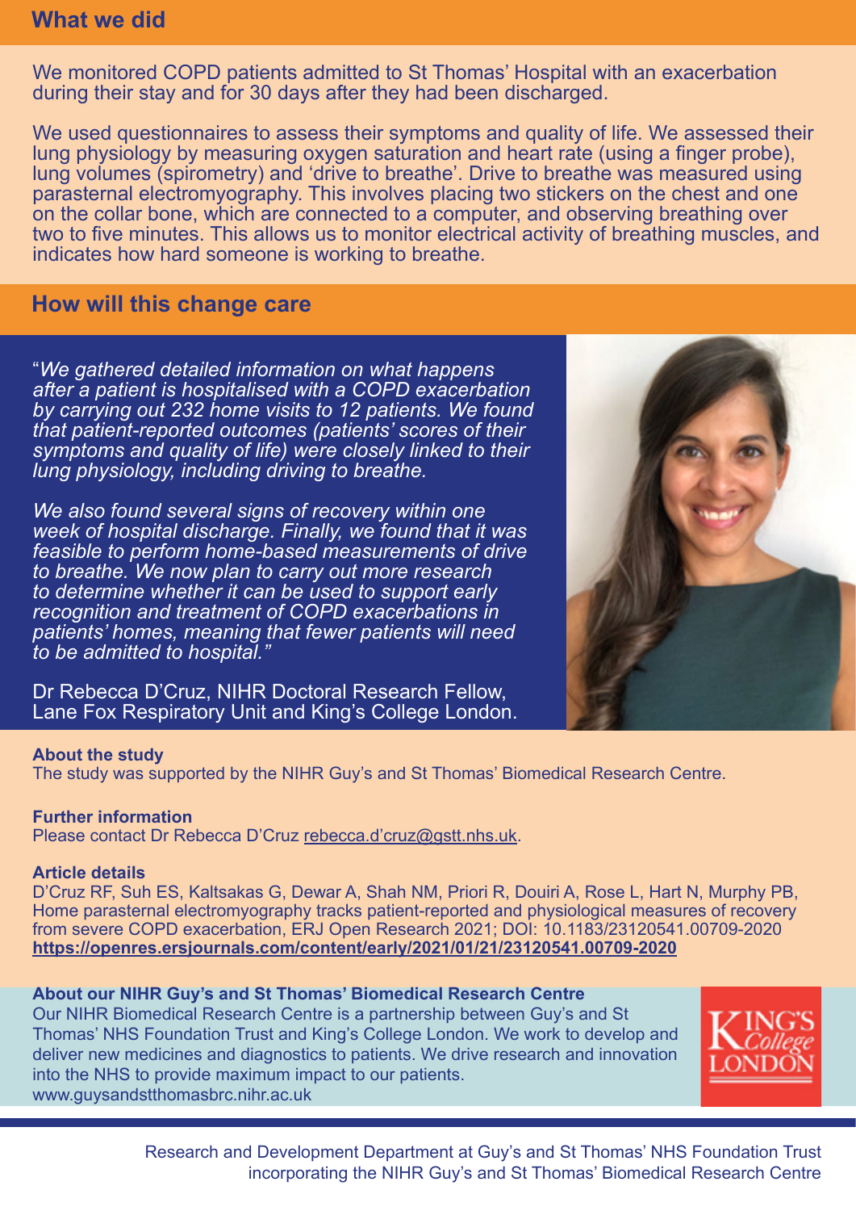## What we did

We monitored COPD patients admitted to St Thomas' Hospital with an exacerbation during their stay and for 30 days after they had been discharged.

We used questionnaires to assess their symptoms and quality of life. We assessed their lung physiology by measuring oxygen saturation and heart rate (using a finger probe), lung volumes (spirometry) and 'drive to breathe'. Drive to breathe was measured using parasternal electromyography. This involves placing two stickers on the chest and one on the collar bone, which are connected to a computer, and observing breathing over two to five minutes. This allows us to monitor electrical activity of breathing muscles, and indicates how hard someone is working to breathe.

## How will this change care

"*We gathered detailed information on what happens after a patient is hospitalised with a COPD exacerbation by carrying out 232 home visits to 12 patients. We found that patient-reported outcomes (patients' scores of their symptoms and quality of life) were closely linked to their lung physiology, including driving to breathe.*

*We also found several signs of recovery within one week of hospital discharge. Finally, we found that it was feasible to perform home-based measurements of drive to breathe. We now plan to carry out more research to determine whether it can be used to support early recognition and treatment of COPD exacerbations in patients' homes, meaning that fewer patients will need to be admitted to hospital."*

Dr Rebecca D'Cruz, NIHR Doctoral Research Fellow, Lane Fox Respiratory Unit and King's College London.

**About the study**
The study was supported by the NIHR Guy's and St Thomas' Biomedical Research Centre.

**Further information**
Please contact Dr Rebecca D'Cruz rebecca.d'cruz@gstt.nhs.uk.

**Article details**
D'Cruz RF, Suh ES, Kaltsakas G, Dewar A, Shah NM, Priori R, Douiri A, Rose L, Hart N, Murphy PB, Home parasternal electromyography tracks patient-reported and physiological measures of recovery from severe COPD exacerbation, ERJ Open Research 2021; DOI: 10.1183/23120541.00709-2020
**https://openres.ersjournals.com/content/early/2021/01/21/23120541.00709-2020**

**About our NIHR Guy's and St Thomas' Biomedical Research Centre**
Our NIHR Biomedical Research Centre is a partnership between Guy's and St Thomas' NHS Foundation Trust and King's College London. We work to develop and deliver new medicines and diagnostics to patients. We drive research and innovation into the NHS to provide maximum impact to our patients.
www.guysandstthomasbrc.nihr.ac.uk

King's College London

Research and Development Department at Guy's and St Thomas' NHS Foundation Trust incorporating the NIHR Guy's and St Thomas' Biomedical Research Centre